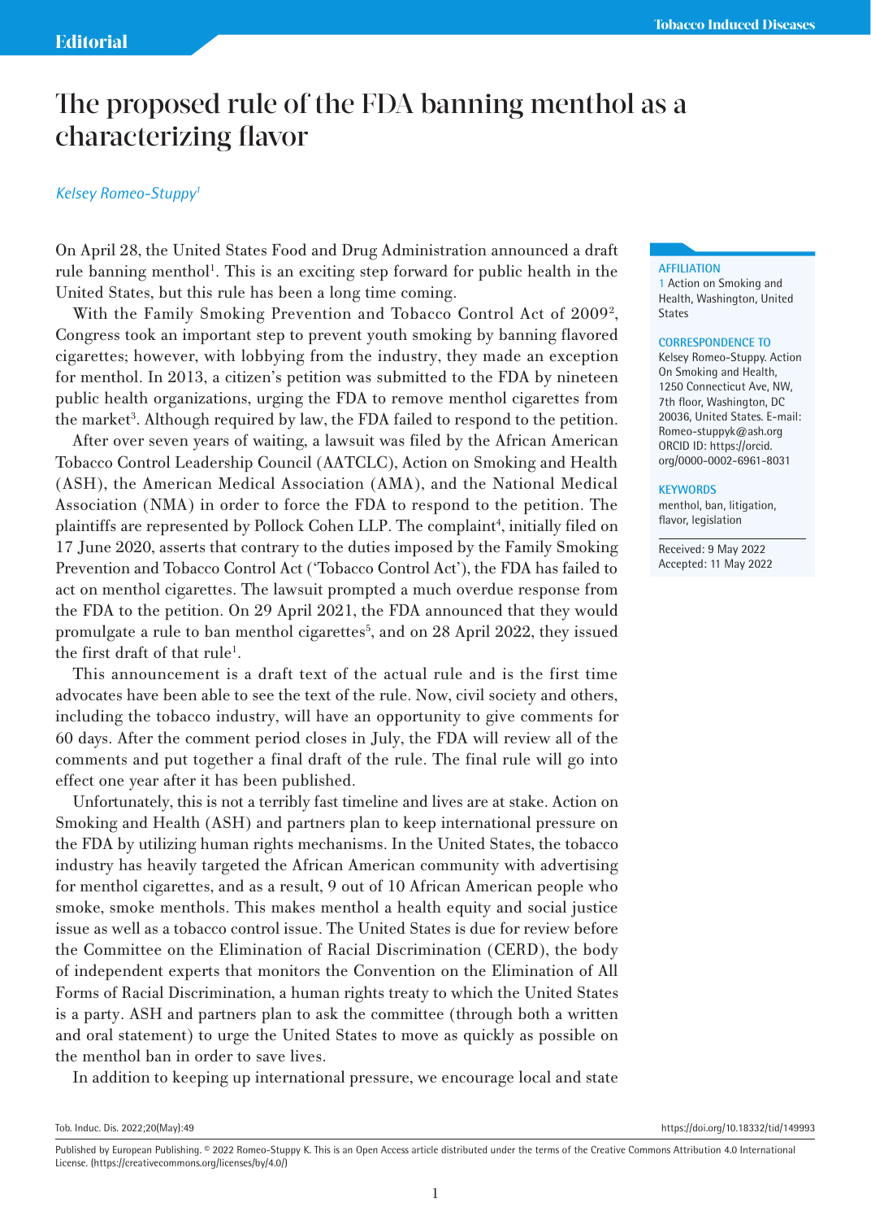Editorial

# The proposed rule of the FDA banning menthol as a characterizing flavor

*Kelsey Romeo-Stuppy*[1]

**AFFILIATION**
1 Action on Smoking and Health, Washington, United States

**CORRESPONDENCE TO**
Kelsey Romeo-Stuppy. Action On Smoking and Health, 1250 Connecticut Ave, NW, 7th floor, Washington, DC 20036, United States. E-mail: Romeo-stuppyk@ash.org
ORCID ID: https://orcid.org/0000-0002-6961-8031

**KEYWORDS**
menthol, ban, litigation, flavor, legislation

Received: 9 May 2022
Accepted: 11 May 2022

On April 28, the United States Food and Drug Administration announced a draft rule banning menthol[1]. This is an exciting step forward for public health in the United States, but this rule has been a long time coming.

With the Family Smoking Prevention and Tobacco Control Act of 2009[2], Congress took an important step to prevent youth smoking by banning flavored cigarettes; however, with lobbying from the industry, they made an exception for menthol. In 2013, a citizen's petition was submitted to the FDA by nineteen public health organizations, urging the FDA to remove menthol cigarettes from the market[3]. Although required by law, the FDA failed to respond to the petition.

After over seven years of waiting, a lawsuit was filed by the African American Tobacco Control Leadership Council (AATCLC), Action on Smoking and Health (ASH), the American Medical Association (AMA), and the National Medical Association (NMA) in order to force the FDA to respond to the petition. The plaintiffs are represented by Pollock Cohen LLP. The complaint[4], initially filed on 17 June 2020, asserts that contrary to the duties imposed by the Family Smoking Prevention and Tobacco Control Act ('Tobacco Control Act'), the FDA has failed to act on menthol cigarettes. The lawsuit prompted a much overdue response from the FDA to the petition. On 29 April 2021, the FDA announced that they would promulgate a rule to ban menthol cigarettes[5], and on 28 April 2022, they issued the first draft of that rule[1].

This announcement is a draft text of the actual rule and is the first time advocates have been able to see the text of the rule. Now, civil society and others, including the tobacco industry, will have an opportunity to give comments for 60 days. After the comment period closes in July, the FDA will review all of the comments and put together a final draft of the rule. The final rule will go into effect one year after it has been published.

Unfortunately, this is not a terribly fast timeline and lives are at stake. Action on Smoking and Health (ASH) and partners plan to keep international pressure on the FDA by utilizing human rights mechanisms. In the United States, the tobacco industry has heavily targeted the African American community with advertising for menthol cigarettes, and as a result, 9 out of 10 African American people who smoke, smoke menthols. This makes menthol a health equity and social justice issue as well as a tobacco control issue. The United States is due for review before the Committee on the Elimination of Racial Discrimination (CERD), the body of independent experts that monitors the Convention on the Elimination of All Forms of Racial Discrimination, a human rights treaty to which the United States is a party. ASH and partners plan to ask the committee (through both a written and oral statement) to urge the United States to move as quickly as possible on the menthol ban in order to save lives.

In addition to keeping up international pressure, we encourage local and state

Published by European Publishing. © 2022 Romeo-Stuppy K. This is an Open Access article distributed under the terms of the Creative Commons Attribution 4.0 International License. (https://creativecommons.org/licenses/by/4.0/)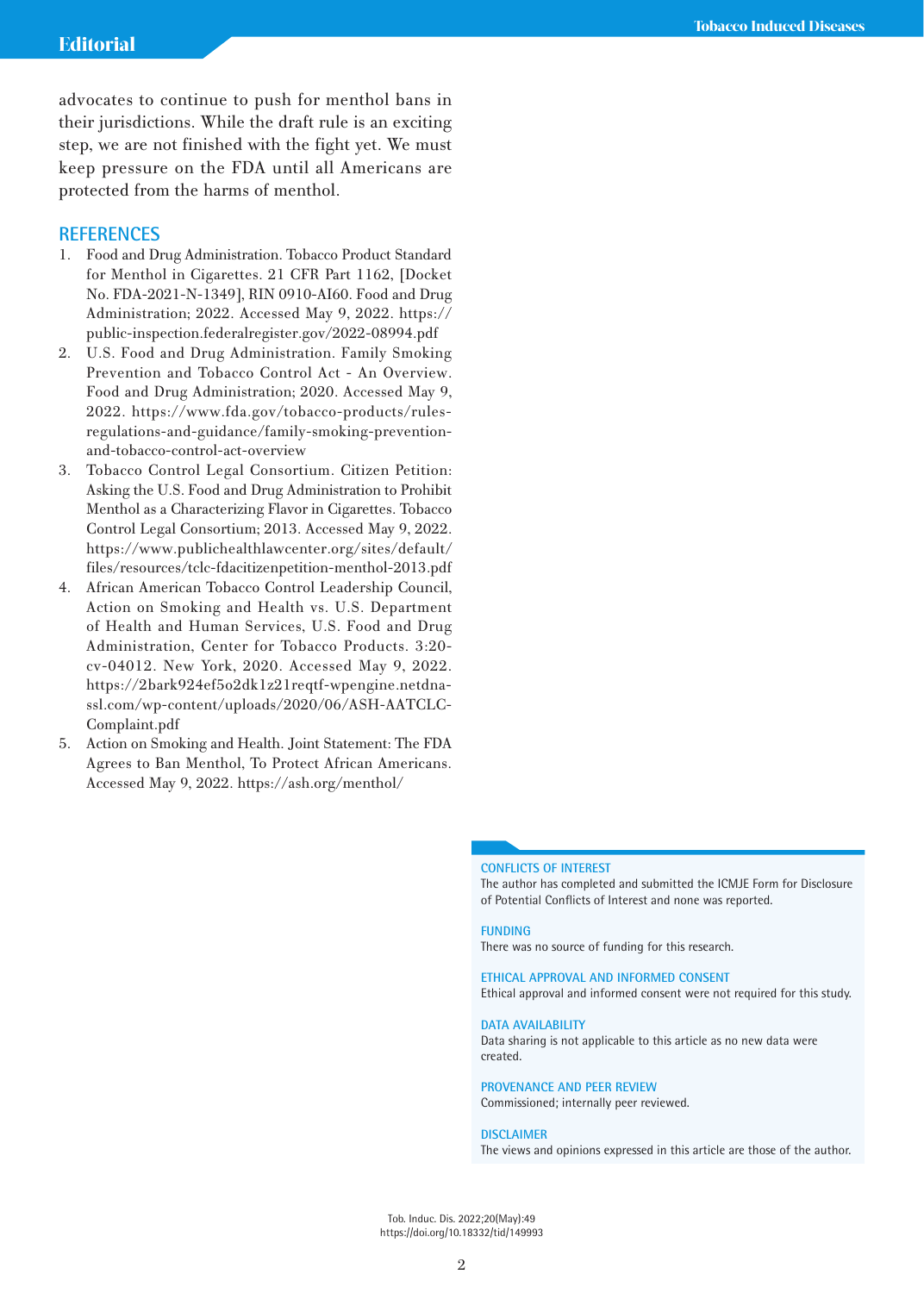advocates to continue to push for menthol bans in their jurisdictions. While the draft rule is an exciting step, we are not finished with the fight yet. We must keep pressure on the FDA until all Americans are protected from the harms of menthol.

## REFERENCES

1. Food and Drug Administration. Tobacco Product Standard for Menthol in Cigarettes. 21 CFR Part 1162, [Docket No. FDA-2021-N-1349], RIN 0910-AI60. Food and Drug Administration; 2022. Accessed May 9, 2022. https://public-inspection.federalregister.gov/2022-08994.pdf
2. U.S. Food and Drug Administration. Family Smoking Prevention and Tobacco Control Act - An Overview. Food and Drug Administration; 2020. Accessed May 9, 2022. https://www.fda.gov/tobacco-products/rules-regulations-and-guidance/family-smoking-prevention-and-tobacco-control-act-overview
3. Tobacco Control Legal Consortium. Citizen Petition: Asking the U.S. Food and Drug Administration to Prohibit Menthol as a Characterizing Flavor in Cigarettes. Tobacco Control Legal Consortium; 2013. Accessed May 9, 2022. https://www.publichealthlawcenter.org/sites/default/files/resources/tclc-fdacitizenpetition-menthol-2013.pdf
4. African American Tobacco Control Leadership Council, Action on Smoking and Health vs. U.S. Department of Health and Human Services, U.S. Food and Drug Administration, Center for Tobacco Products. 3:20-cv-04012. New York, 2020. Accessed May 9, 2022. https://2bark924ef5o2dk1z21reqtf-wpengine.netdna-ssl.com/wp-content/uploads/2020/06/ASH-AATCLC-Complaint.pdf
5. Action on Smoking and Health. Joint Statement: The FDA Agrees to Ban Menthol, To Protect African Americans. Accessed May 9, 2022. https://ash.org/menthol/

### CONFLICTS OF INTEREST
The author has completed and submitted the ICMJE Form for Disclosure of Potential Conflicts of Interest and none was reported.

### FUNDING
There was no source of funding for this research.

### ETHICAL APPROVAL AND INFORMED CONSENT
Ethical approval and informed consent were not required for this study.

### DATA AVAILABILITY
Data sharing is not applicable to this article as no new data were created.

### PROVENANCE AND PEER REVIEW
Commissioned; internally peer reviewed.

### DISCLAIMER
The views and opinions expressed in this article are those of the author.